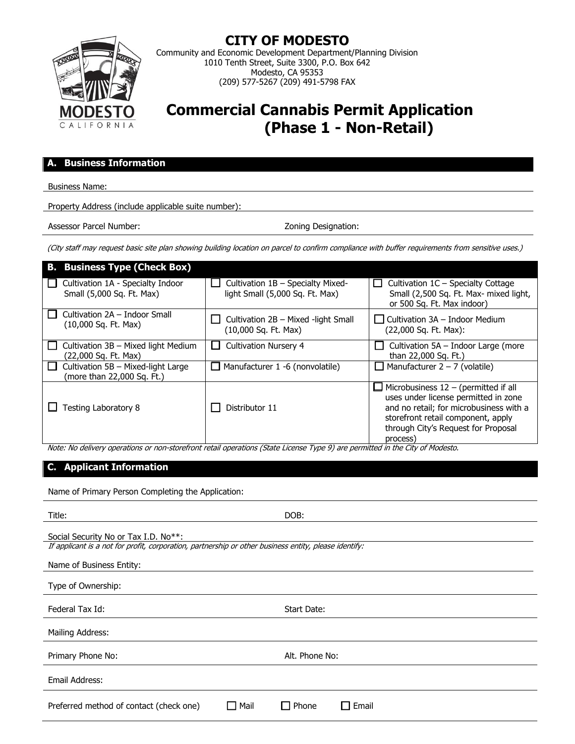# CITY OF MODESTO

Community and Economic Development Department/Planning Division
1010 Tenth Street, Suite 3300, P.O. Box 642
Modesto, CA 95353
(209) 577-5267 (209) 491-5798 FAX

# Commercial Cannabis Permit Application (Phase 1 - Non-Retail)

## A. Business Information

Business Name: ______________________________

Property Address (include applicable suite number): ______________________________

Assessor Parcel Number: ______________ Zoning Designation: ______________

*(City staff may request basic site plan showing building location on parcel to confirm compliance with buffer requirements from sensitive uses.)*

## B. Business Type (Check Box)

| | | |
|---|---|---|
| ☐ Cultivation 1A - Specialty Indoor Small (5,000 Sq. Ft. Max) | ☐ Cultivation 1B – Specialty Mixed-light Small (5,000 Sq. Ft. Max) | ☐ Cultivation 1C – Specialty Cottage Small (2,500 Sq. Ft. Max- mixed light, or 500 Sq. Ft. Max indoor) |
| ☐ Cultivation 2A – Indoor Small (10,000 Sq. Ft. Max) | ☐ Cultivation 2B – Mixed -light Small (10,000 Sq. Ft. Max) | ☐ Cultivation 3A – Indoor Medium (22,000 Sq. Ft. Max): |
| ☐ Cultivation 3B – Mixed light Medium (22,000 Sq. Ft. Max) | ☐ Cultivation Nursery 4 | ☐ Cultivation 5A – Indoor Large (more than 22,000 Sq. Ft.) |
| ☐ Cultivation 5B – Mixed-light Large (more than 22,000 Sq. Ft.) | ☐ Manufacturer 1 -6 (nonvolatile) | ☐ Manufacturer 2 – 7 (volatile) |
| ☐ Testing Laboratory 8 | ☐ Distributor 11 | ☐ Microbusiness 12 – (permitted if all uses under license permitted in zone and no retail; for microbusiness with a storefront retail component, apply through City's Request for Proposal process) |

*Note: No delivery operations or non-storefront retail operations (State License Type 9) are permitted in the City of Modesto.*

## C. Applicant Information

Name of Primary Person Completing the Application: ______________________________

Title: ______________ DOB: ______________

Social Security No or Tax I.D. No**: ______________________________

*If applicant is a not for profit, corporation, partnership or other business entity, please identify:*

Name of Business Entity: ______________________________

Type of Ownership: ______________________________

Federal Tax Id: ______________ Start Date: ______________

Mailing Address: ______________________________

Primary Phone No: ______________ Alt. Phone No: ______________

Email Address: ______________________________

Preferred method of contact (check one) ☐ Mail ☐ Phone ☐ Email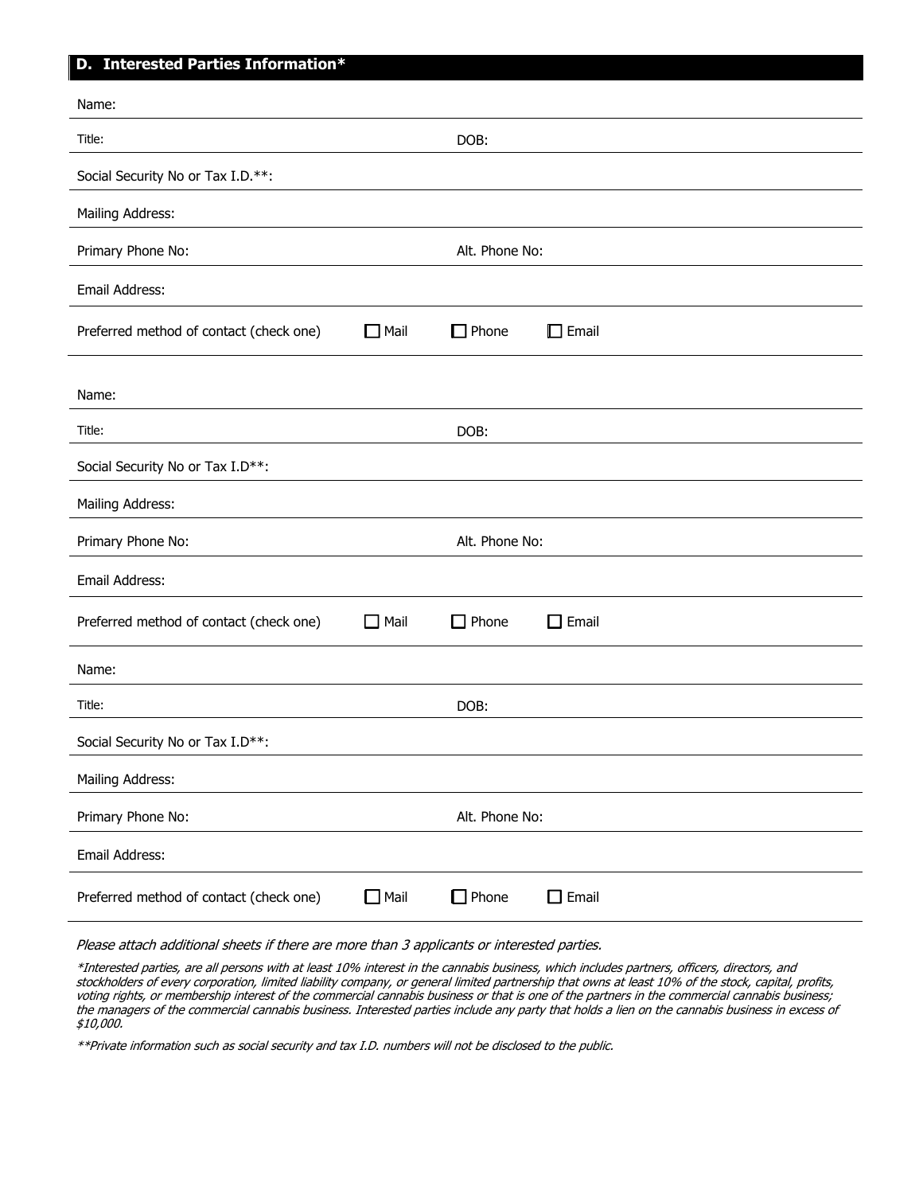## D. Interested Parties Information*

Name:

Title: DOB:

Social Security No or Tax I.D.**:

Mailing Address:

Primary Phone No: Alt. Phone No:

Email Address:

Preferred method of contact (check one) ☐ Mail ☐ Phone ☐ Email

---

Name:

Title: DOB:

Social Security No or Tax I.D**:

Mailing Address:

Primary Phone No: Alt. Phone No:

Email Address:

Preferred method of contact (check one) ☐ Mail ☐ Phone ☐ Email

---

Name:

Title: DOB:

Social Security No or Tax I.D**:

Mailing Address:

Primary Phone No: Alt. Phone No:

Email Address:

Preferred method of contact (check one) ☐ Mail ☐ Phone ☐ Email

---

*Please attach additional sheets if there are more than 3 applicants or interested parties.*

**Interested parties, are all persons with at least 10% interest in the cannabis business, which includes partners, officers, directors, and stockholders of every corporation, limited liability company, or general limited partnership that owns at least 10% of the stock, capital, profits, voting rights, or membership interest of the commercial cannabis business or that is one of the partners in the commercial cannabis business; the managers of the commercial cannabis business. Interested parties include any party that holds a lien on the cannabis business in excess of $10,000.*

***Private information such as social security and tax I.D. numbers will not be disclosed to the public.*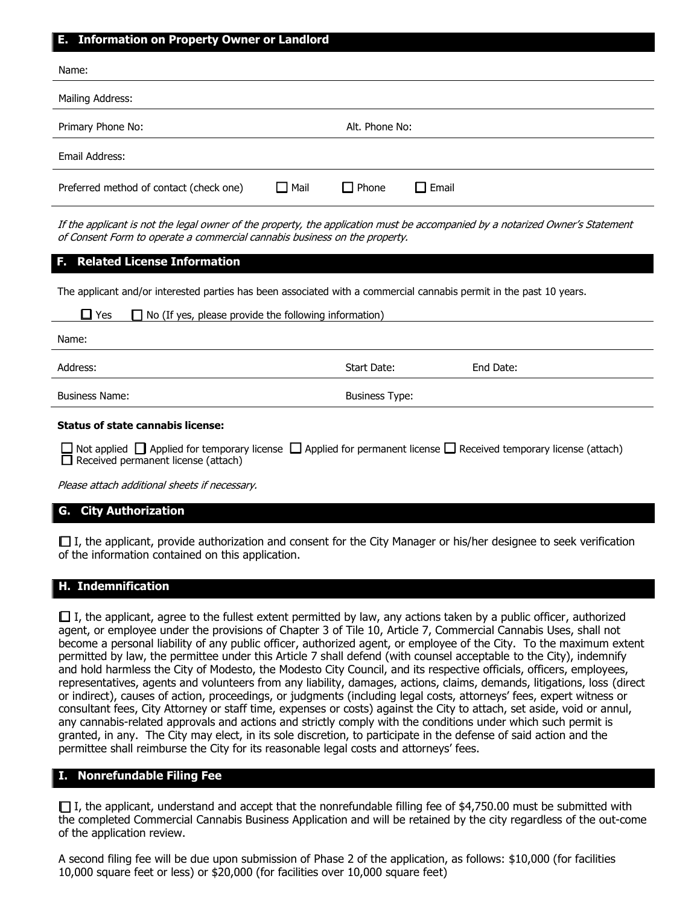## E. Information on Property Owner or Landlord

Name:

Mailing Address:

Primary Phone No: Alt. Phone No:

Email Address:

Preferred method of contact (check one) ☐ Mail ☐ Phone ☐ Email

*If the applicant is not the legal owner of the property, the application must be accompanied by a notarized Owner's Statement of Consent Form to operate a commercial cannabis business on the property.*

## F. Related License Information

The applicant and/or interested parties has been associated with a commercial cannabis permit in the past 10 years.

☐ Yes ☐ No (If yes, please provide the following information)

Name:

Address: Start Date: End Date:

Business Name: Business Type:

**Status of state cannabis license:**

☐ Not applied ☐ Applied for temporary license ☐ Applied for permanent license ☐ Received temporary license (attach) ☐ Received permanent license (attach)

*Please attach additional sheets if necessary.*

## G. City Authorization

☐ I, the applicant, provide authorization and consent for the City Manager or his/her designee to seek verification of the information contained on this application.

## H. Indemnification

☐ I, the applicant, agree to the fullest extent permitted by law, any actions taken by a public officer, authorized agent, or employee under the provisions of Chapter 3 of Tile 10, Article 7, Commercial Cannabis Uses, shall not become a personal liability of any public officer, authorized agent, or employee of the City. To the maximum extent permitted by law, the permittee under this Article 7 shall defend (with counsel acceptable to the City), indemnify and hold harmless the City of Modesto, the Modesto City Council, and its respective officials, officers, employees, representatives, agents and volunteers from any liability, damages, actions, claims, demands, litigations, loss (direct or indirect), causes of action, proceedings, or judgments (including legal costs, attorneys' fees, expert witness or consultant fees, City Attorney or staff time, expenses or costs) against the City to attach, set aside, void or annul, any cannabis-related approvals and actions and strictly comply with the conditions under which such permit is granted, in any. The City may elect, in its sole discretion, to participate in the defense of said action and the permittee shall reimburse the City for its reasonable legal costs and attorneys' fees.

## I. Nonrefundable Filing Fee

☐ I, the applicant, understand and accept that the nonrefundable filling fee of $4,750.00 must be submitted with the completed Commercial Cannabis Business Application and will be retained by the city regardless of the out-come of the application review.

A second filing fee will be due upon submission of Phase 2 of the application, as follows: $10,000 (for facilities 10,000 square feet or less) or $20,000 (for facilities over 10,000 square feet)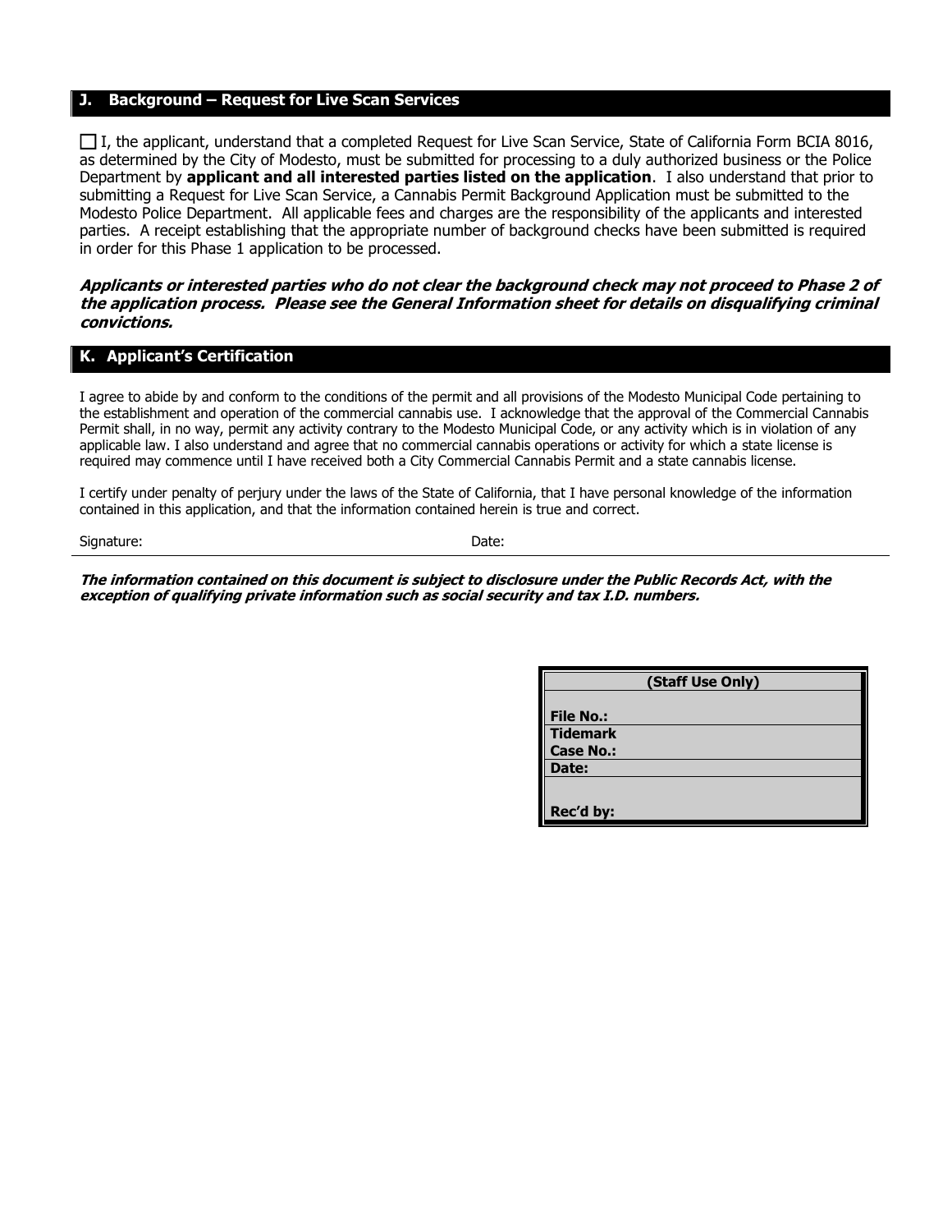## J. Background – Request for Live Scan Services

☐ I, the applicant, understand that a completed Request for Live Scan Service, State of California Form BCIA 8016, as determined by the City of Modesto, must be submitted for processing to a duly authorized business or the Police Department by **applicant and all interested parties listed on the application**. I also understand that prior to submitting a Request for Live Scan Service, a Cannabis Permit Background Application must be submitted to the Modesto Police Department. All applicable fees and charges are the responsibility of the applicants and interested parties. A receipt establishing that the appropriate number of background checks have been submitted is required in order for this Phase 1 application to be processed.

***Applicants or interested parties who do not clear the background check may not proceed to Phase 2 of the application process. Please see the General Information sheet for details on disqualifying criminal convictions.***

## K. Applicant's Certification

I agree to abide by and conform to the conditions of the permit and all provisions of the Modesto Municipal Code pertaining to the establishment and operation of the commercial cannabis use. I acknowledge that the approval of the Commercial Cannabis Permit shall, in no way, permit any activity contrary to the Modesto Municipal Code, or any activity which is in violation of any applicable law. I also understand and agree that no commercial cannabis operations or activity for which a state license is required may commence until I have received both a City Commercial Cannabis Permit and a state cannabis license.

I certify under penalty of perjury under the laws of the State of California, that I have personal knowledge of the information contained in this application, and that the information contained herein is true and correct.

Signature: Date:

***The information contained on this document is subject to disclosure under the Public Records Act, with the exception of qualifying private information such as social security and tax I.D. numbers.***

| **(Staff Use Only)** |
| --- |
| **File No.:** |
| **Tidemark Case No.:** |
| **Date:** |
| **Rec'd by:** |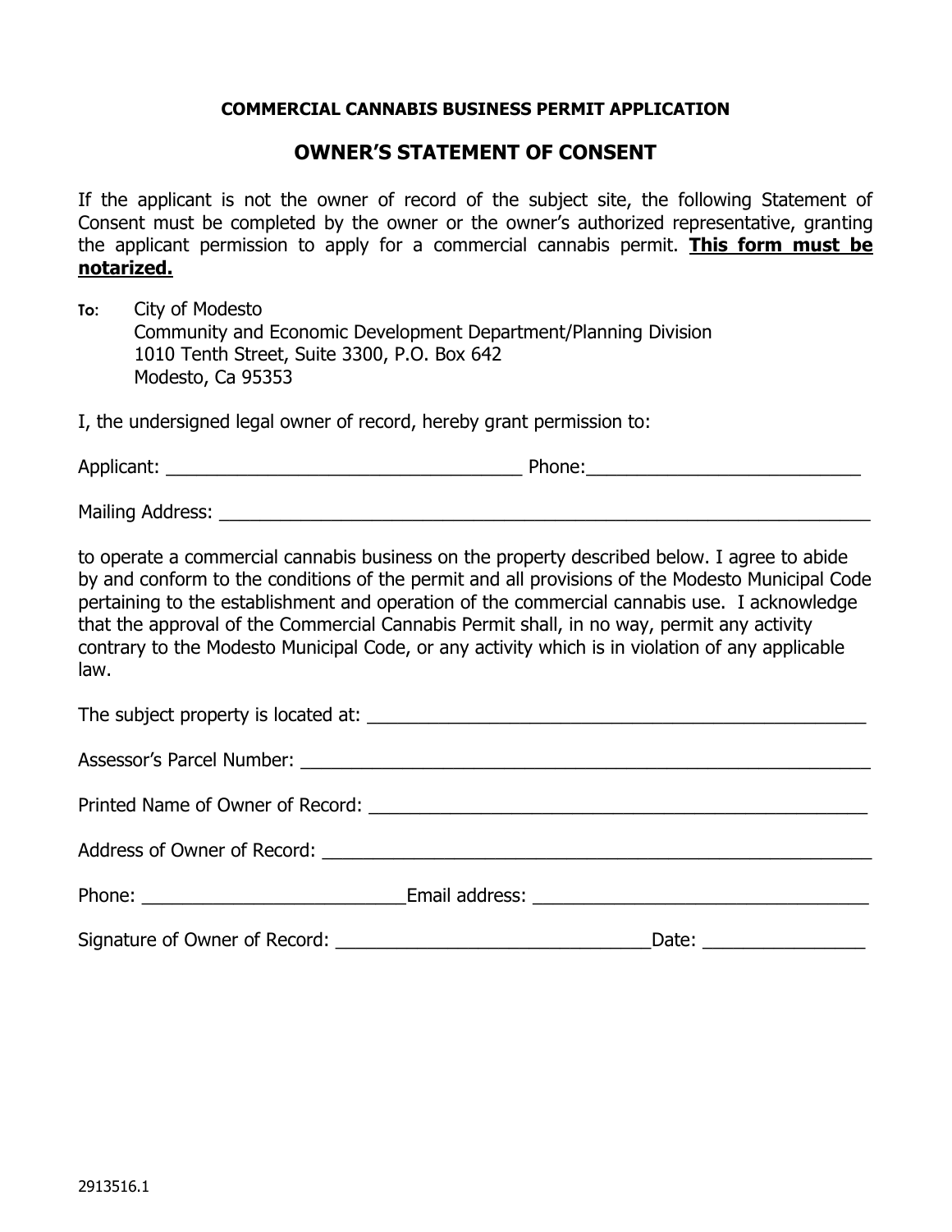**COMMERCIAL CANNABIS BUSINESS PERMIT APPLICATION**

## OWNER'S STATEMENT OF CONSENT

If the applicant is not the owner of record of the subject site, the following Statement of Consent must be completed by the owner or the owner's authorized representative, granting the applicant permission to apply for a commercial cannabis permit. **This form must be notarized.**

**To**: City of Modesto
Community and Economic Development Department/Planning Division
1010 Tenth Street, Suite 3300, P.O. Box 642
Modesto, Ca 95353

I, the undersigned legal owner of record, hereby grant permission to:

Applicant: ___________________________________ Phone:__________________________

Mailing Address: _________________________________________________________________

to operate a commercial cannabis business on the property described below. I agree to abide by and conform to the conditions of the permit and all provisions of the Modesto Municipal Code pertaining to the establishment and operation of the commercial cannabis use. I acknowledge that the approval of the Commercial Cannabis Permit shall, in no way, permit any activity contrary to the Modesto Municipal Code, or any activity which is in violation of any applicable law.

The subject property is located at: _________________________________________________

Assessor's Parcel Number: _________________________________________________________

Printed Name of Owner of Record: __________________________________________________

Address of Owner of Record: _______________________________________________________

Phone: __________________________Email address: _________________________________

Signature of Owner of Record: _______________________________Date: ________________

2913516.1